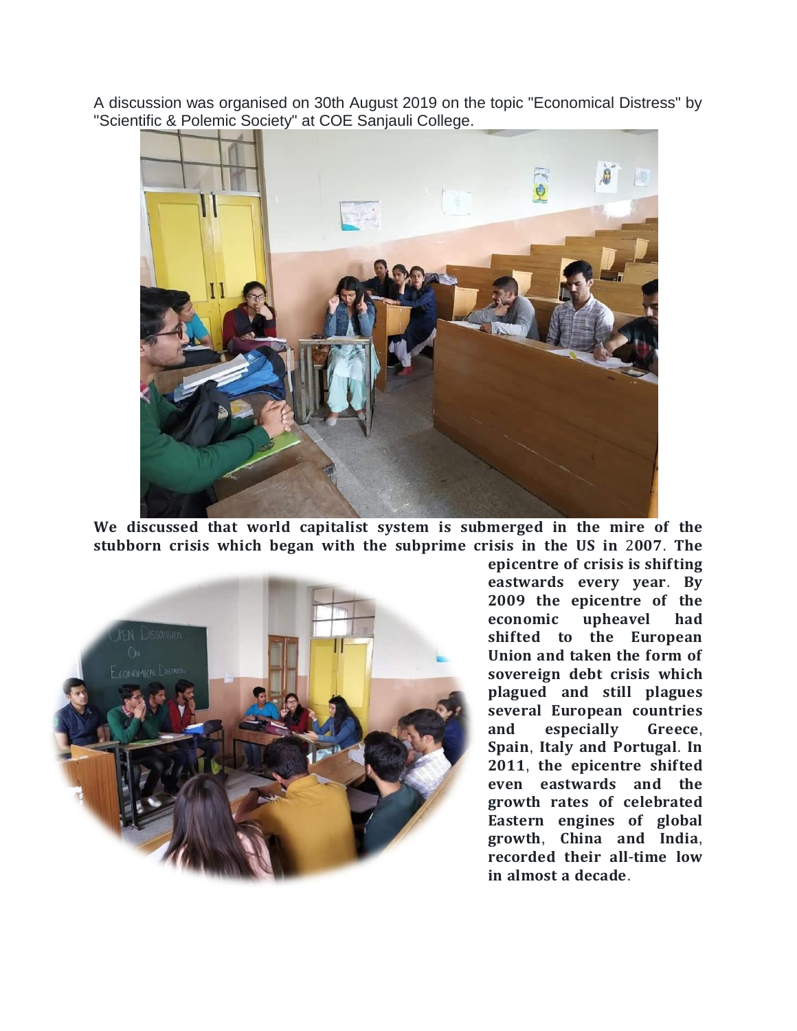A discussion was organised on 30th August 2019 on the topic "Economical Distress" by "Scientific & Polemic Society" at COE Sanjauli College.

**We discussed that world capitalist system is submerged in the mire of the stubborn crisis which began with the subprime crisis in the US in 2007. The epicentre of crisis is shifting eastwards every year. By 2009 the epicentre of the economic upheaval had shifted to the European Union and taken the form of sovereign debt crisis which plagued and still plagues several European countries and especially Greece, Spain, Italy and Portugal. In 2011, the epicentre shifted even eastwards and the growth rates of celebrated Eastern engines of global growth, China and India, recorded their all-time low in almost a decade.**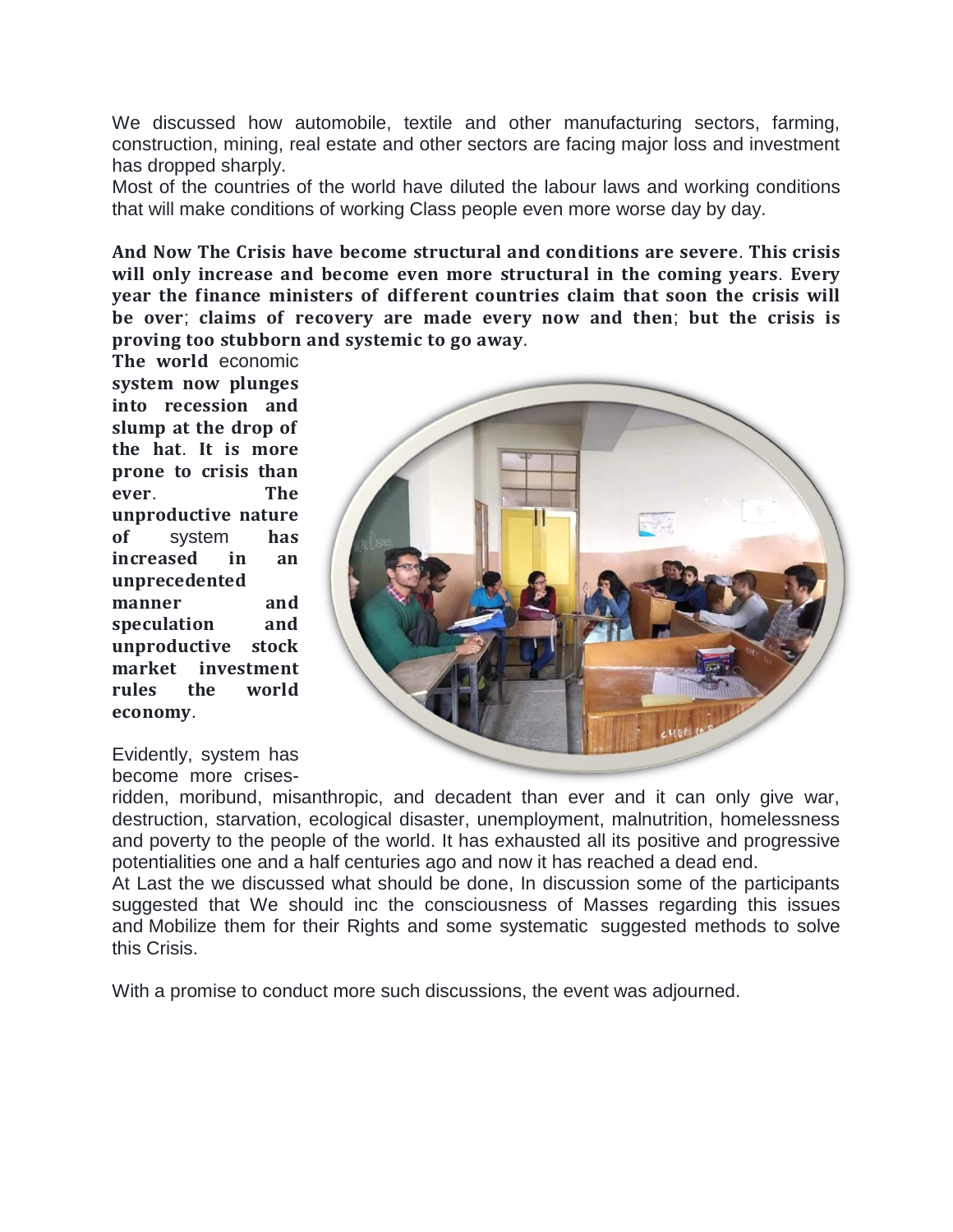We discussed how automobile, textile and other manufacturing sectors, farming, construction, mining, real estate and other sectors are facing major loss and investment has dropped sharply.
Most of the countries of the world have diluted the labour laws and working conditions that will make conditions of working Class people even more worse day by day.

**And Now The Crisis have become structural and conditions are severe**. **This crisis will only increase and become even more structural in the coming years**. **Every year the finance ministers of different countries claim that soon the crisis will be over**; **claims of recovery are made every now and then**; **but the crisis is proving too stubborn and systemic to go away**.

**The world** economic **system now plunges into recession and slump at the drop of the hat**. **It is more prone to crisis than ever**. **The unproductive nature of** system **has increased in an unprecedented manner and speculation and unproductive stock market investment rules the world economy**.

Evidently, system has become more crises-ridden, moribund, misanthropic, and decadent than ever and it can only give war, destruction, starvation, ecological disaster, unemployment, malnutrition, homelessness and poverty to the people of the world. It has exhausted all its positive and progressive potentialities one and a half centuries ago and now it has reached a dead end.
At Last the we discussed what should be done, In discussion some of the participants suggested that We should inc the consciousness of Masses regarding this issues and Mobilize them for their Rights and some systematic suggested methods to solve this Crisis.

With a promise to conduct more such discussions, the event was adjourned.